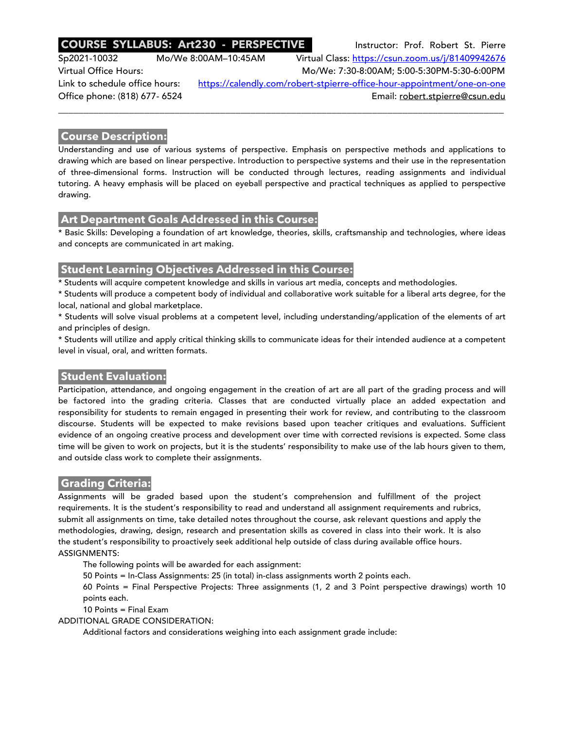# COURSE SYLLABUS: Art230 - PERSPECTIVE

Instructor: Prof. Robert St. Pierre

Sp2021-10032 Mo/We 8:00AM–10:45AM

Virtual Class: https://csun.zoom.us/j/81409942676

Virtual Office Hours: Mo/We: 7:30-8:00AM; 5:00-5:30PM-5:30-6:00PM

Link to schedule office hours: https://calendly.com/robert-stpierre-office-hour-appointment/one-on-one

Office phone: (818) 677- 6524

Email: robert.stpierre@csun.edu

---

## Course Description:

Understanding and use of various systems of perspective. Emphasis on perspective methods and applications to drawing which are based on linear perspective. Introduction to perspective systems and their use in the representation of three-dimensional forms. Instruction will be conducted through lectures, reading assignments and individual tutoring. A heavy emphasis will be placed on eyeball perspective and practical techniques as applied to perspective drawing.

## Art Department Goals Addressed in this Course:

* Basic Skills: Developing a foundation of art knowledge, theories, skills, craftsmanship and technologies, where ideas and concepts are communicated in art making.

## Student Learning Objectives Addressed in this Course:

* Students will acquire competent knowledge and skills in various art media, concepts and methodologies.
* Students will produce a competent body of individual and collaborative work suitable for a liberal arts degree, for the local, national and global marketplace.
* Students will solve visual problems at a competent level, including understanding/application of the elements of art and principles of design.
* Students will utilize and apply critical thinking skills to communicate ideas for their intended audience at a competent level in visual, oral, and written formats.

## Student Evaluation:

Participation, attendance, and ongoing engagement in the creation of art are all part of the grading process and will be factored into the grading criteria. Classes that are conducted virtually place an added expectation and responsibility for students to remain engaged in presenting their work for review, and contributing to the classroom discourse. Students will be expected to make revisions based upon teacher critiques and evaluations. Sufficient evidence of an ongoing creative process and development over time with corrected revisions is expected. Some class time will be given to work on projects, but it is the students' responsibility to make use of the lab hours given to them, and outside class work to complete their assignments.

## Grading Criteria:

Assignments will be graded based upon the student's comprehension and fulfillment of the project requirements. It is the student's responsibility to read and understand all assignment requirements and rubrics, submit all assignments on time, take detailed notes throughout the course, ask relevant questions and apply the methodologies, drawing, design, research and presentation skills as covered in class into their work. It is also the student's responsibility to proactively seek additional help outside of class during available office hours.

ASSIGNMENTS:

The following points will be awarded for each assignment:

50 Points = In-Class Assignments: 25 (in total) in-class assignments worth 2 points each.

60 Points = Final Perspective Projects: Three assignments (1, 2 and 3 Point perspective drawings) worth 10 points each.

10 Points = Final Exam

ADDITIONAL GRADE CONSIDERATION:

Additional factors and considerations weighing into each assignment grade include: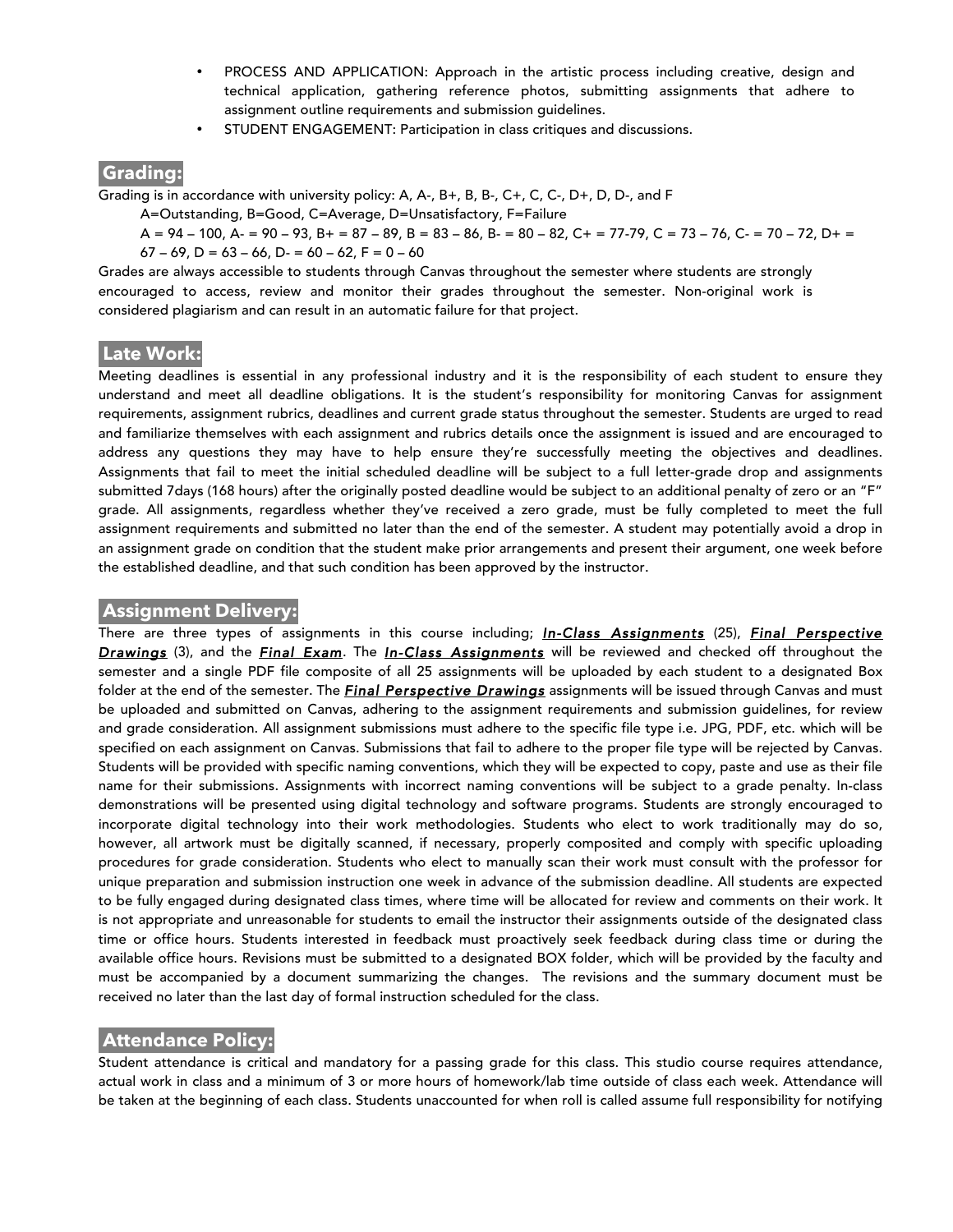- PROCESS AND APPLICATION: Approach in the artistic process including creative, design and technical application, gathering reference photos, submitting assignments that adhere to assignment outline requirements and submission guidelines.
- STUDENT ENGAGEMENT: Participation in class critiques and discussions.

## Grading:

Grading is in accordance with university policy: A, A-, B+, B, B-, C+, C, C-, D+, D, D-, and F

A=Outstanding, B=Good, C=Average, D=Unsatisfactory, F=Failure

A = 94 – 100, A- = 90 – 93, B+ = 87 – 89, B = 83 – 86, B- = 80 – 82, C+ = 77-79, C = 73 – 76, C- = 70 – 72, D+ = 67 – 69, D = 63 – 66, D- = 60 – 62, F = 0 – 60

Grades are always accessible to students through Canvas throughout the semester where students are strongly encouraged to access, review and monitor their grades throughout the semester. Non-original work is considered plagiarism and can result in an automatic failure for that project.

## Late Work:

Meeting deadlines is essential in any professional industry and it is the responsibility of each student to ensure they understand and meet all deadline obligations. It is the student's responsibility for monitoring Canvas for assignment requirements, assignment rubrics, deadlines and current grade status throughout the semester. Students are urged to read and familiarize themselves with each assignment and rubrics details once the assignment is issued and are encouraged to address any questions they may have to help ensure they're successfully meeting the objectives and deadlines. Assignments that fail to meet the initial scheduled deadline will be subject to a full letter-grade drop and assignments submitted 7days (168 hours) after the originally posted deadline would be subject to an additional penalty of zero or an "F" grade. All assignments, regardless whether they've received a zero grade, must be fully completed to meet the full assignment requirements and submitted no later than the end of the semester. A student may potentially avoid a drop in an assignment grade on condition that the student make prior arrangements and present their argument, one week before the established deadline, and that such condition has been approved by the instructor.

## Assignment Delivery:

There are three types of assignments in this course including; ***In-Class Assignments*** (25), ***Final Perspective Drawings*** (3), and the ***Final Exam***. The ***In-Class Assignments*** will be reviewed and checked off throughout the semester and a single PDF file composite of all 25 assignments will be uploaded by each student to a designated Box folder at the end of the semester. The ***Final Perspective Drawings*** assignments will be issued through Canvas and must be uploaded and submitted on Canvas, adhering to the assignment requirements and submission guidelines, for review and grade consideration. All assignment submissions must adhere to the specific file type i.e. JPG, PDF, etc. which will be specified on each assignment on Canvas. Submissions that fail to adhere to the proper file type will be rejected by Canvas. Students will be provided with specific naming conventions, which they will be expected to copy, paste and use as their file name for their submissions. Assignments with incorrect naming conventions will be subject to a grade penalty. In-class demonstrations will be presented using digital technology and software programs. Students are strongly encouraged to incorporate digital technology into their work methodologies. Students who elect to work traditionally may do so, however, all artwork must be digitally scanned, if necessary, properly composited and comply with specific uploading procedures for grade consideration. Students who elect to manually scan their work must consult with the professor for unique preparation and submission instruction one week in advance of the submission deadline. All students are expected to be fully engaged during designated class times, where time will be allocated for review and comments on their work. It is not appropriate and unreasonable for students to email the instructor their assignments outside of the designated class time or office hours. Students interested in feedback must proactively seek feedback during class time or during the available office hours. Revisions must be submitted to a designated BOX folder, which will be provided by the faculty and must be accompanied by a document summarizing the changes. The revisions and the summary document must be received no later than the last day of formal instruction scheduled for the class.

## Attendance Policy:

Student attendance is critical and mandatory for a passing grade for this class. This studio course requires attendance, actual work in class and a minimum of 3 or more hours of homework/lab time outside of class each week. Attendance will be taken at the beginning of each class. Students unaccounted for when roll is called assume full responsibility for notifying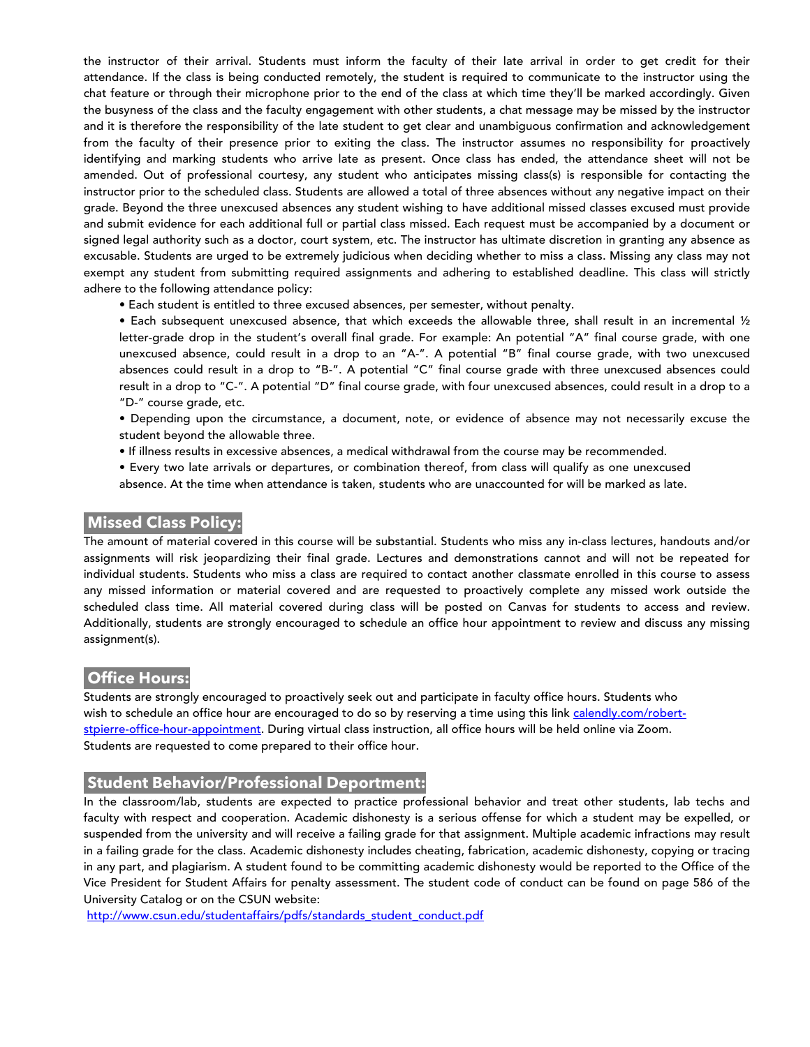the instructor of their arrival. Students must inform the faculty of their late arrival in order to get credit for their attendance. If the class is being conducted remotely, the student is required to communicate to the instructor using the chat feature or through their microphone prior to the end of the class at which time they'll be marked accordingly. Given the busyness of the class and the faculty engagement with other students, a chat message may be missed by the instructor and it is therefore the responsibility of the late student to get clear and unambiguous confirmation and acknowledgement from the faculty of their presence prior to exiting the class. The instructor assumes no responsibility for proactively identifying and marking students who arrive late as present. Once class has ended, the attendance sheet will not be amended. Out of professional courtesy, any student who anticipates missing class(s) is responsible for contacting the instructor prior to the scheduled class. Students are allowed a total of three absences without any negative impact on their grade. Beyond the three unexcused absences any student wishing to have additional missed classes excused must provide and submit evidence for each additional full or partial class missed. Each request must be accompanied by a document or signed legal authority such as a doctor, court system, etc. The instructor has ultimate discretion in granting any absence as excusable. Students are urged to be extremely judicious when deciding whether to miss a class. Missing any class may not exempt any student from submitting required assignments and adhering to established deadline. This class will strictly adhere to the following attendance policy:

- Each student is entitled to three excused absences, per semester, without penalty.
- Each subsequent unexcused absence, that which exceeds the allowable three, shall result in an incremental ½ letter-grade drop in the student's overall final grade. For example: An potential "A" final course grade, with one unexcused absence, could result in a drop to an "A-". A potential "B" final course grade, with two unexcused absences could result in a drop to "B-". A potential "C" final course grade with three unexcused absences could result in a drop to "C-". A potential "D" final course grade, with four unexcused absences, could result in a drop to a "D-" course grade, etc.
- Depending upon the circumstance, a document, note, or evidence of absence may not necessarily excuse the student beyond the allowable three.
- If illness results in excessive absences, a medical withdrawal from the course may be recommended.
- Every two late arrivals or departures, or combination thereof, from class will qualify as one unexcused absence. At the time when attendance is taken, students who are unaccounted for will be marked as late.

## Missed Class Policy:

The amount of material covered in this course will be substantial. Students who miss any in-class lectures, handouts and/or assignments will risk jeopardizing their final grade. Lectures and demonstrations cannot and will not be repeated for individual students. Students who miss a class are required to contact another classmate enrolled in this course to assess any missed information or material covered and are requested to proactively complete any missed work outside the scheduled class time. All material covered during class will be posted on Canvas for students to access and review. Additionally, students are strongly encouraged to schedule an office hour appointment to review and discuss any missing assignment(s).

## Office Hours:

Students are strongly encouraged to proactively seek out and participate in faculty office hours. Students who wish to schedule an office hour are encouraged to do so by reserving a time using this link [calendly.com/robert-stpierre-office-hour-appointment](calendly.com/robert-stpierre-office-hour-appointment). During virtual class instruction, all office hours will be held online via Zoom. Students are requested to come prepared to their office hour.

## Student Behavior/Professional Deportment:

In the classroom/lab, students are expected to practice professional behavior and treat other students, lab techs and faculty with respect and cooperation. Academic dishonesty is a serious offense for which a student may be expelled, or suspended from the university and will receive a failing grade for that assignment. Multiple academic infractions may result in a failing grade for the class. Academic dishonesty includes cheating, fabrication, academic dishonesty, copying or tracing in any part, and plagiarism. A student found to be committing academic dishonesty would be reported to the Office of the Vice President for Student Affairs for penalty assessment. The student code of conduct can be found on page 586 of the University Catalog or on the CSUN website:
[http://www.csun.edu/studentaffairs/pdfs/standards_student_conduct.pdf](http://www.csun.edu/studentaffairs/pdfs/standards_student_conduct.pdf)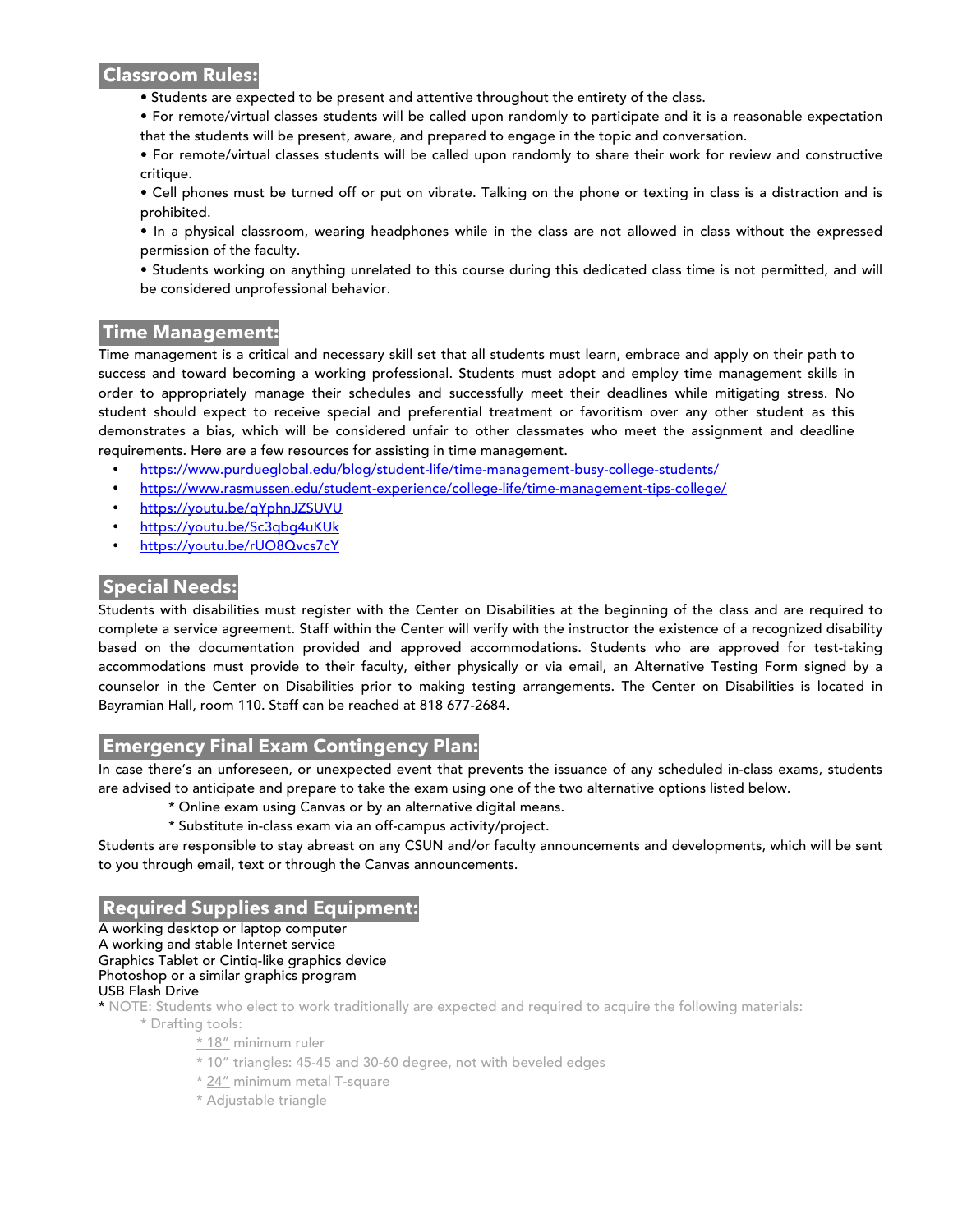## Classroom Rules:

- Students are expected to be present and attentive throughout the entirety of the class.
- For remote/virtual classes students will be called upon randomly to participate and it is a reasonable expectation that the students will be present, aware, and prepared to engage in the topic and conversation.
- For remote/virtual classes students will be called upon randomly to share their work for review and constructive critique.
- Cell phones must be turned off or put on vibrate. Talking on the phone or texting in class is a distraction and is prohibited.
- In a physical classroom, wearing headphones while in the class are not allowed in class without the expressed permission of the faculty.
- Students working on anything unrelated to this course during this dedicated class time is not permitted, and will be considered unprofessional behavior.

## Time Management:

Time management is a critical and necessary skill set that all students must learn, embrace and apply on their path to success and toward becoming a working professional. Students must adopt and employ time management skills in order to appropriately manage their schedules and successfully meet their deadlines while mitigating stress. No student should expect to receive special and preferential treatment or favoritism over any other student as this demonstrates a bias, which will be considered unfair to other classmates who meet the assignment and deadline requirements. Here are a few resources for assisting in time management.

- https://www.purdueglobal.edu/blog/student-life/time-management-busy-college-students/
- https://www.rasmussen.edu/student-experience/college-life/time-management-tips-college/
- https://youtu.be/qYphnJZSUVU
- https://youtu.be/Sc3qbg4uKUk
- https://youtu.be/rUO8Qvcs7cY

## Special Needs:

Students with disabilities must register with the Center on Disabilities at the beginning of the class and are required to complete a service agreement. Staff within the Center will verify with the instructor the existence of a recognized disability based on the documentation provided and approved accommodations. Students who are approved for test-taking accommodations must provide to their faculty, either physically or via email, an Alternative Testing Form signed by a counselor in the Center on Disabilities prior to making testing arrangements. The Center on Disabilities is located in Bayramian Hall, room 110. Staff can be reached at 818 677-2684.

## Emergency Final Exam Contingency Plan:

In case there's an unforeseen, or unexpected event that prevents the issuance of any scheduled in-class exams, students are advised to anticipate and prepare to take the exam using one of the two alternative options listed below.

* Online exam using Canvas or by an alternative digital means.
* Substitute in-class exam via an off-campus activity/project.

Students are responsible to stay abreast on any CSUN and/or faculty announcements and developments, which will be sent to you through email, text or through the Canvas announcements.

## Required Supplies and Equipment:

A working desktop or laptop computer
A working and stable Internet service
Graphics Tablet or Cintiq-like graphics device
Photoshop or a similar graphics program
USB Flash Drive

* NOTE: Students who elect to work traditionally are expected and required to acquire the following materials:
  * Drafting tools:
    * 18″ minimum ruler
    * 10″ triangles: 45-45 and 30-60 degree, not with beveled edges
    * 24″ minimum metal T-square
    * Adjustable triangle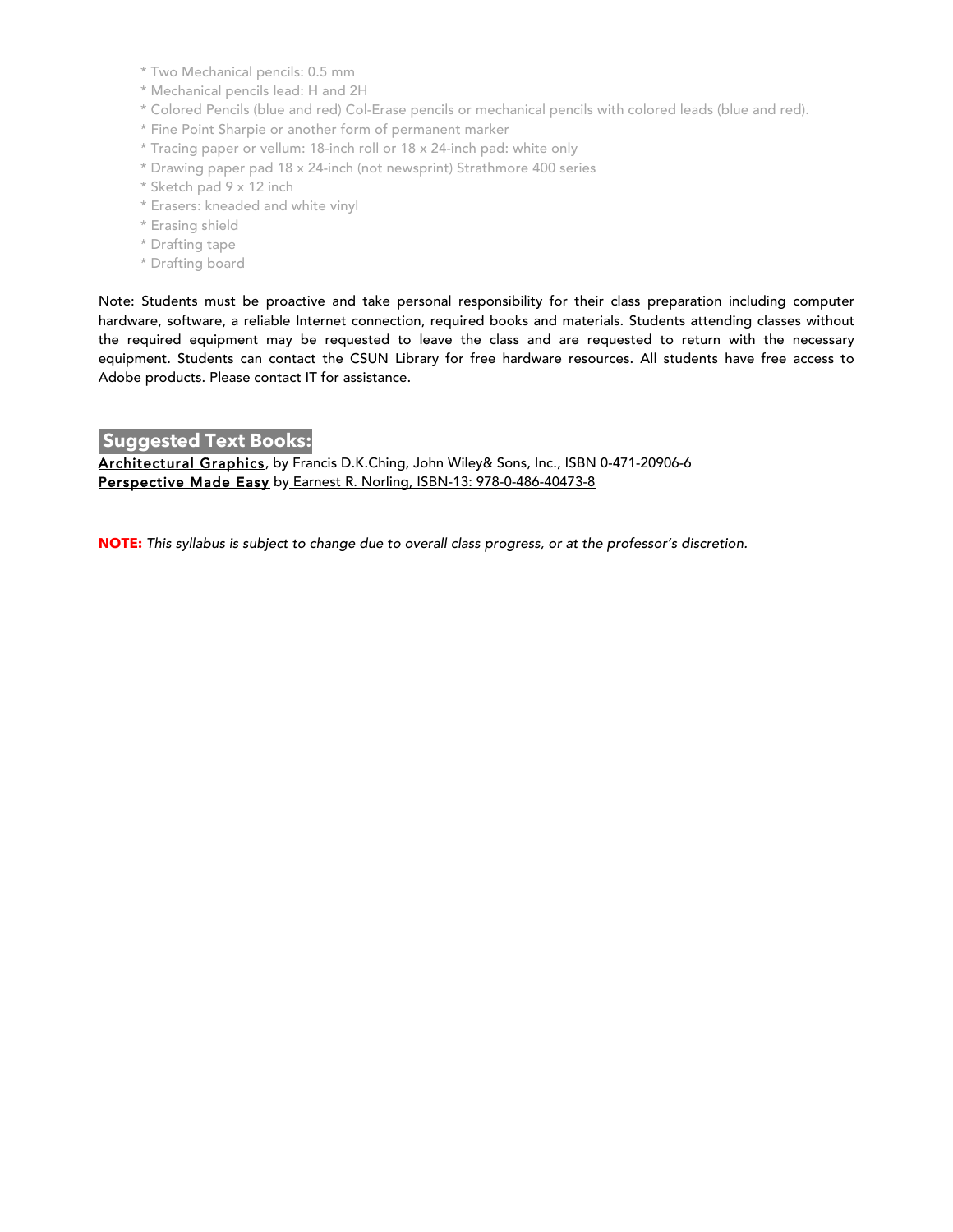* Two Mechanical pencils: 0.5 mm
* Mechanical pencils lead: H and 2H
* Colored Pencils (blue and red) Col-Erase pencils or mechanical pencils with colored leads (blue and red).
* Fine Point Sharpie or another form of permanent marker
* Tracing paper or vellum: 18-inch roll or 18 x 24-inch pad: white only
* Drawing paper pad 18 x 24-inch (not newsprint) Strathmore 400 series
* Sketch pad 9 x 12 inch
* Erasers: kneaded and white vinyl
* Erasing shield
* Drafting tape
* Drafting board

Note: Students must be proactive and take personal responsibility for their class preparation including computer hardware, software, a reliable Internet connection, required books and materials. Students attending classes without the required equipment may be requested to leave the class and are requested to return with the necessary equipment. Students can contact the CSUN Library for free hardware resources. All students have free access to Adobe products. Please contact IT for assistance.

## Suggested Text Books:

Architectural Graphics, by Francis D.K.Ching, John Wiley& Sons, Inc., ISBN 0-471-20906-6
Perspective Made Easy by Earnest R. Norling, ISBN-13: 978-0-486-40473-8

**NOTE:** *This syllabus is subject to change due to overall class progress, or at the professor's discretion.*